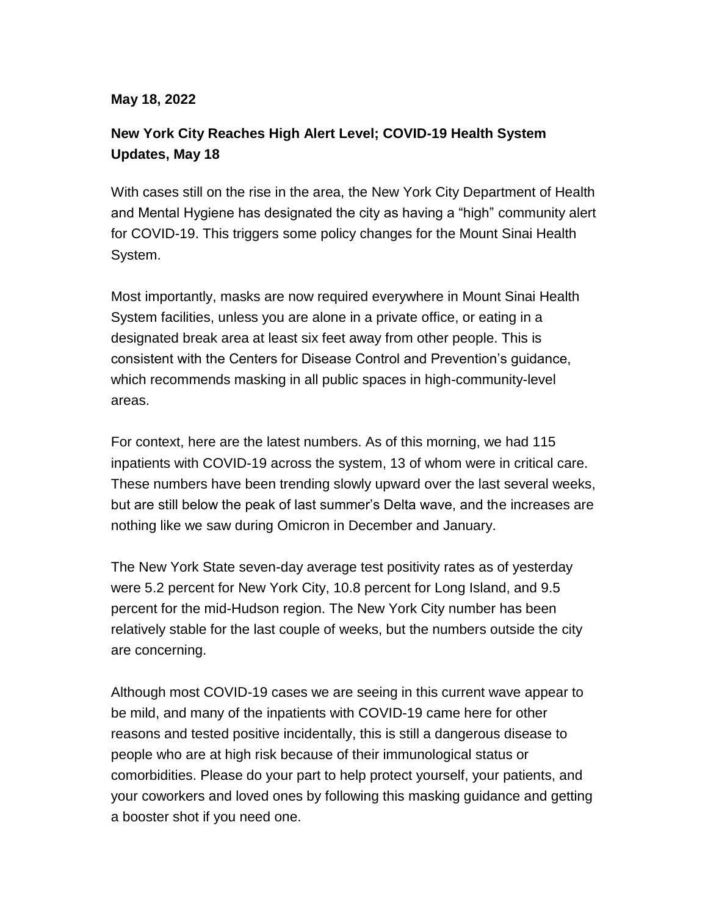**May 18, 2022**

## New York City Reaches High Alert Level; COVID-19 Health System Updates, May 18

With cases still on the rise in the area, the New York City Department of Health and Mental Hygiene has designated the city as having a "high" community alert for COVID-19. This triggers some policy changes for the Mount Sinai Health System.

Most importantly, masks are now required everywhere in Mount Sinai Health System facilities, unless you are alone in a private office, or eating in a designated break area at least six feet away from other people. This is consistent with the Centers for Disease Control and Prevention's guidance, which recommends masking in all public spaces in high-community-level areas.

For context, here are the latest numbers. As of this morning, we had 115 inpatients with COVID-19 across the system, 13 of whom were in critical care. These numbers have been trending slowly upward over the last several weeks, but are still below the peak of last summer's Delta wave, and the increases are nothing like we saw during Omicron in December and January.

The New York State seven-day average test positivity rates as of yesterday were 5.2 percent for New York City, 10.8 percent for Long Island, and 9.5 percent for the mid-Hudson region. The New York City number has been relatively stable for the last couple of weeks, but the numbers outside the city are concerning.

Although most COVID-19 cases we are seeing in this current wave appear to be mild, and many of the inpatients with COVID-19 came here for other reasons and tested positive incidentally, this is still a dangerous disease to people who are at high risk because of their immunological status or comorbidities. Please do your part to help protect yourself, your patients, and your coworkers and loved ones by following this masking guidance and getting a booster shot if you need one.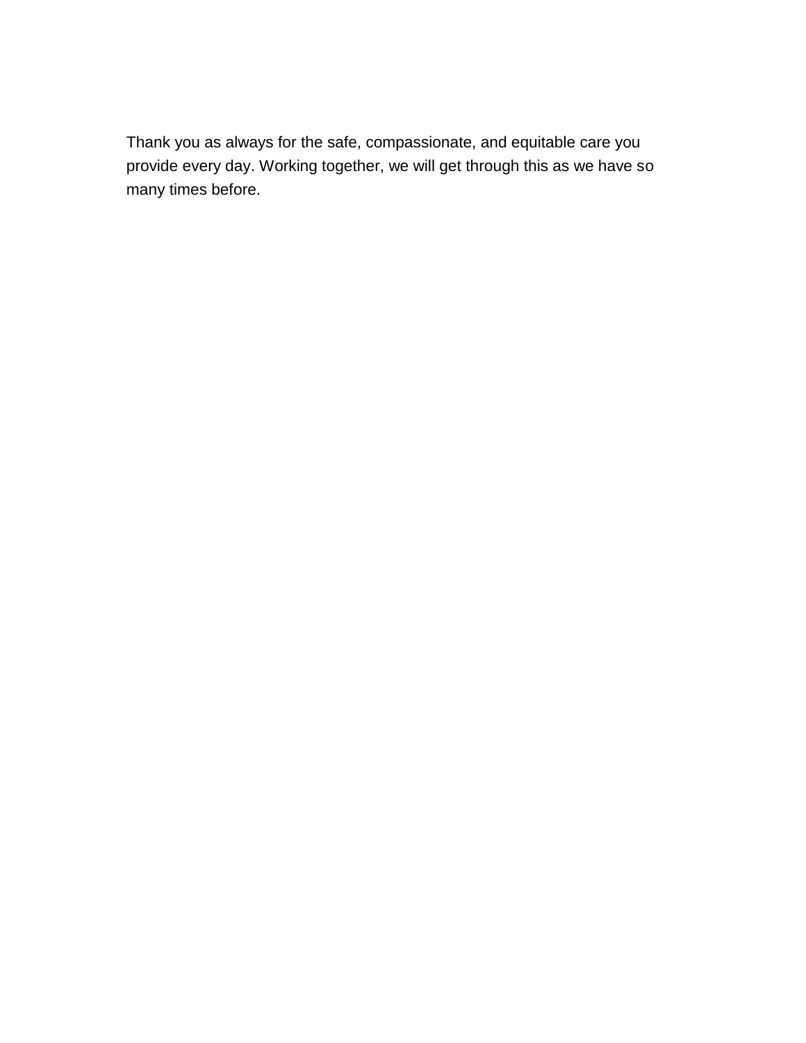Thank you as always for the safe, compassionate, and equitable care you provide every day. Working together, we will get through this as we have so many times before.